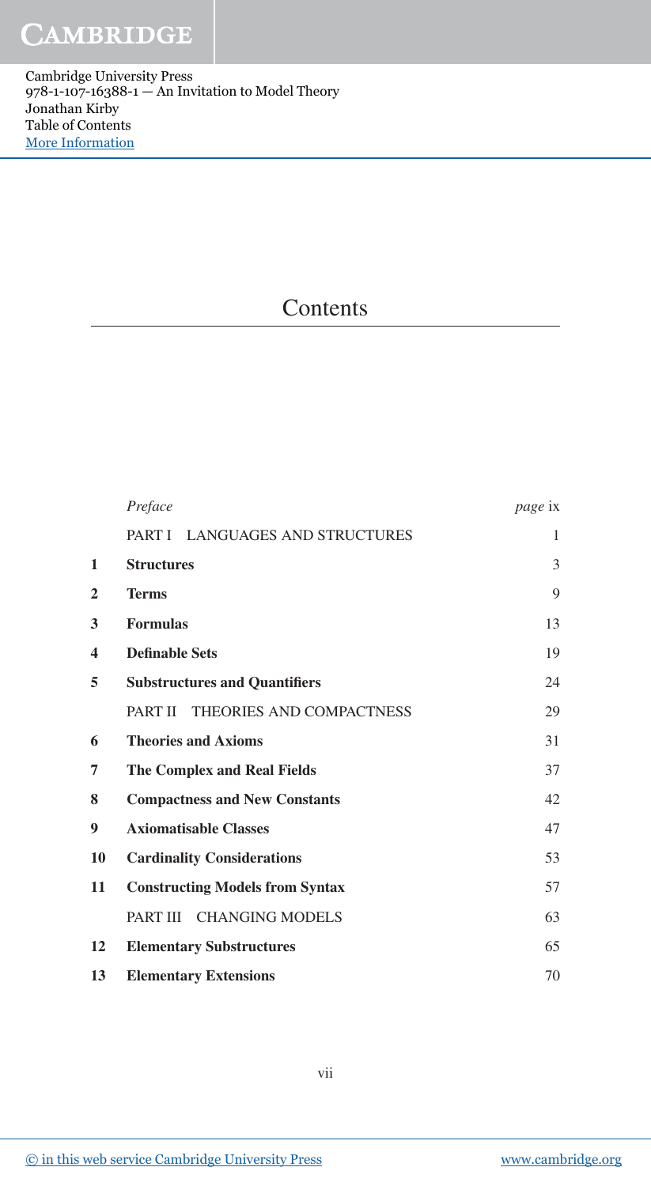# Contents

| | | |
|---|---|---|
| | *Preface* | *page* ix |
| | PART I LANGUAGES AND STRUCTURES | 1 |
| **1** | **Structures** | 3 |
| **2** | **Terms** | 9 |
| **3** | **Formulas** | 13 |
| **4** | **Definable Sets** | 19 |
| **5** | **Substructures and Quantifiers** | 24 |
| | PART II THEORIES AND COMPACTNESS | 29 |
| **6** | **Theories and Axioms** | 31 |
| **7** | **The Complex and Real Fields** | 37 |
| **8** | **Compactness and New Constants** | 42 |
| **9** | **Axiomatisable Classes** | 47 |
| **10** | **Cardinality Considerations** | 53 |
| **11** | **Constructing Models from Syntax** | 57 |
| | PART III CHANGING MODELS | 63 |
| **12** | **Elementary Substructures** | 65 |
| **13** | **Elementary Extensions** | 70 |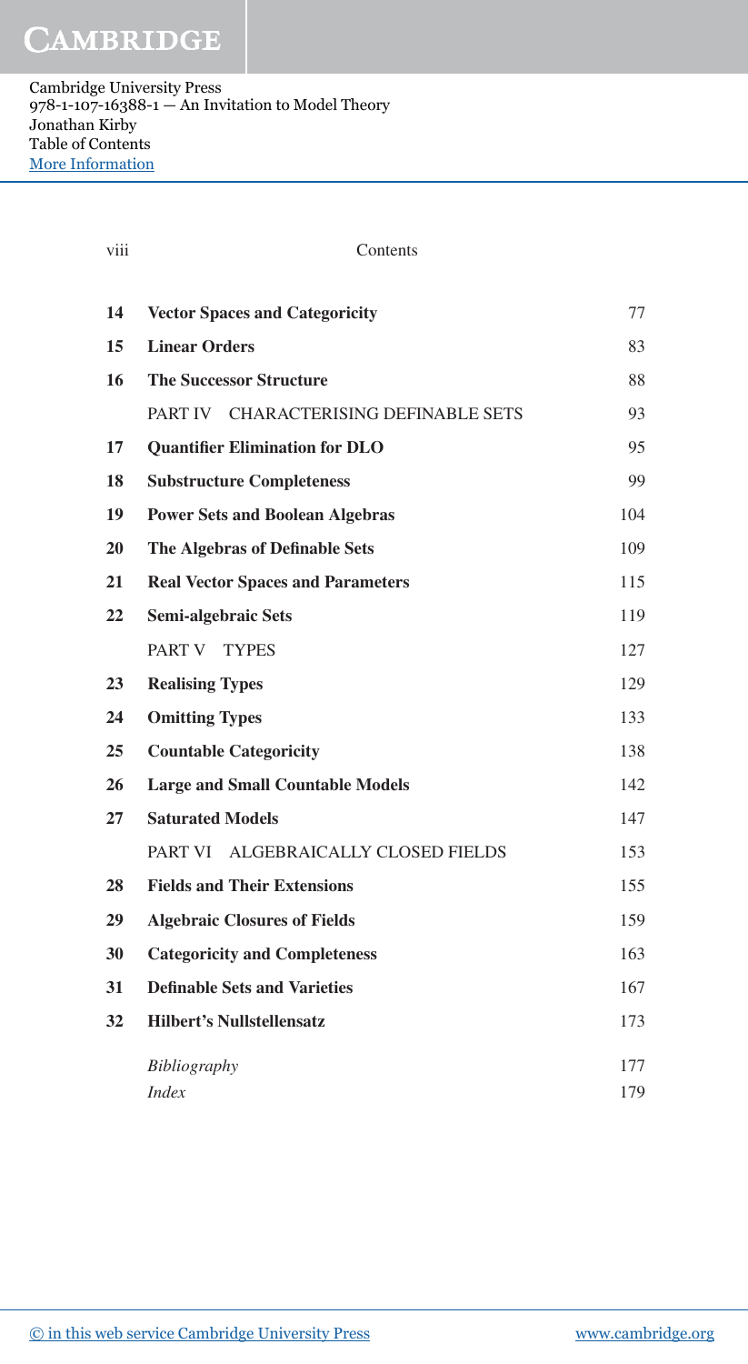| | | |
|---|---|---|
| 14 | **Vector Spaces and Categoricity** | 77 |
| 15 | **Linear Orders** | 83 |
| 16 | **The Successor Structure** | 88 |
| | PART IV CHARACTERISING DEFINABLE SETS | 93 |
| 17 | **Quantifier Elimination for DLO** | 95 |
| 18 | **Substructure Completeness** | 99 |
| 19 | **Power Sets and Boolean Algebras** | 104 |
| 20 | **The Algebras of Definable Sets** | 109 |
| 21 | **Real Vector Spaces and Parameters** | 115 |
| 22 | **Semi-algebraic Sets** | 119 |
| | PART V TYPES | 127 |
| 23 | **Realising Types** | 129 |
| 24 | **Omitting Types** | 133 |
| 25 | **Countable Categoricity** | 138 |
| 26 | **Large and Small Countable Models** | 142 |
| 27 | **Saturated Models** | 147 |
| | PART VI ALGEBRAICALLY CLOSED FIELDS | 153 |
| 28 | **Fields and Their Extensions** | 155 |
| 29 | **Algebraic Closures of Fields** | 159 |
| 30 | **Categoricity and Completeness** | 163 |
| 31 | **Definable Sets and Varieties** | 167 |
| 32 | **Hilbert's Nullstellensatz** | 173 |
| | *Bibliography* | 177 |
| | *Index* | 179 |